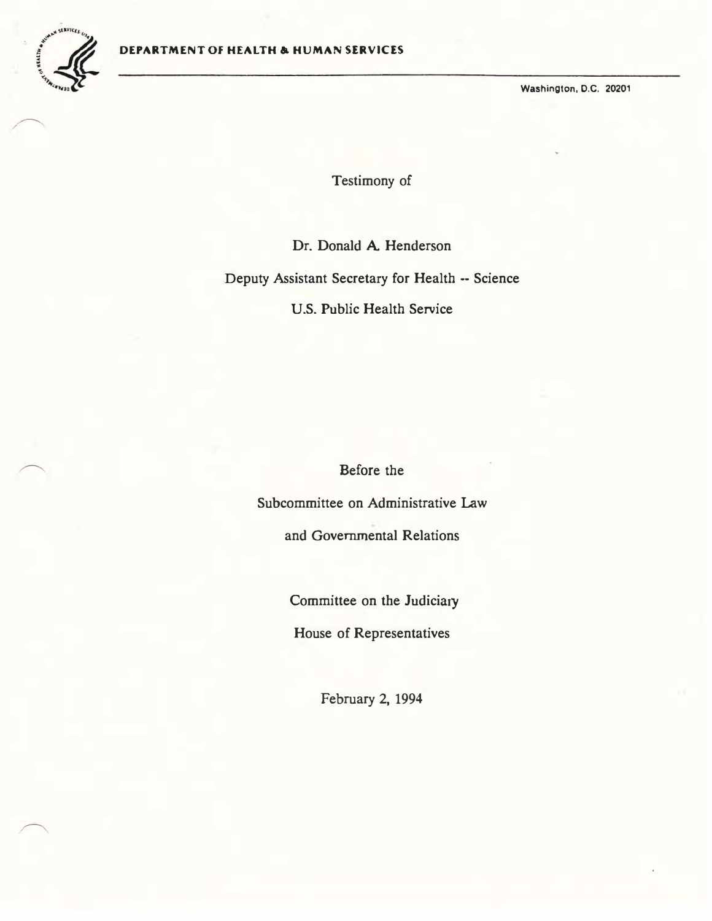**DEPARTMENT OF HEALTH & HUMAN SERVICES**

Washington, D.C. 20201

Testimony of

Dr. Donald A. Henderson

Deputy Assistant Secretary for Health -- Science

U.S. Public Health Service

Before the

Subcommittee on Administrative Law

and Governmental Relations

Committee on the Judiciary

House of Representatives

February 2, 1994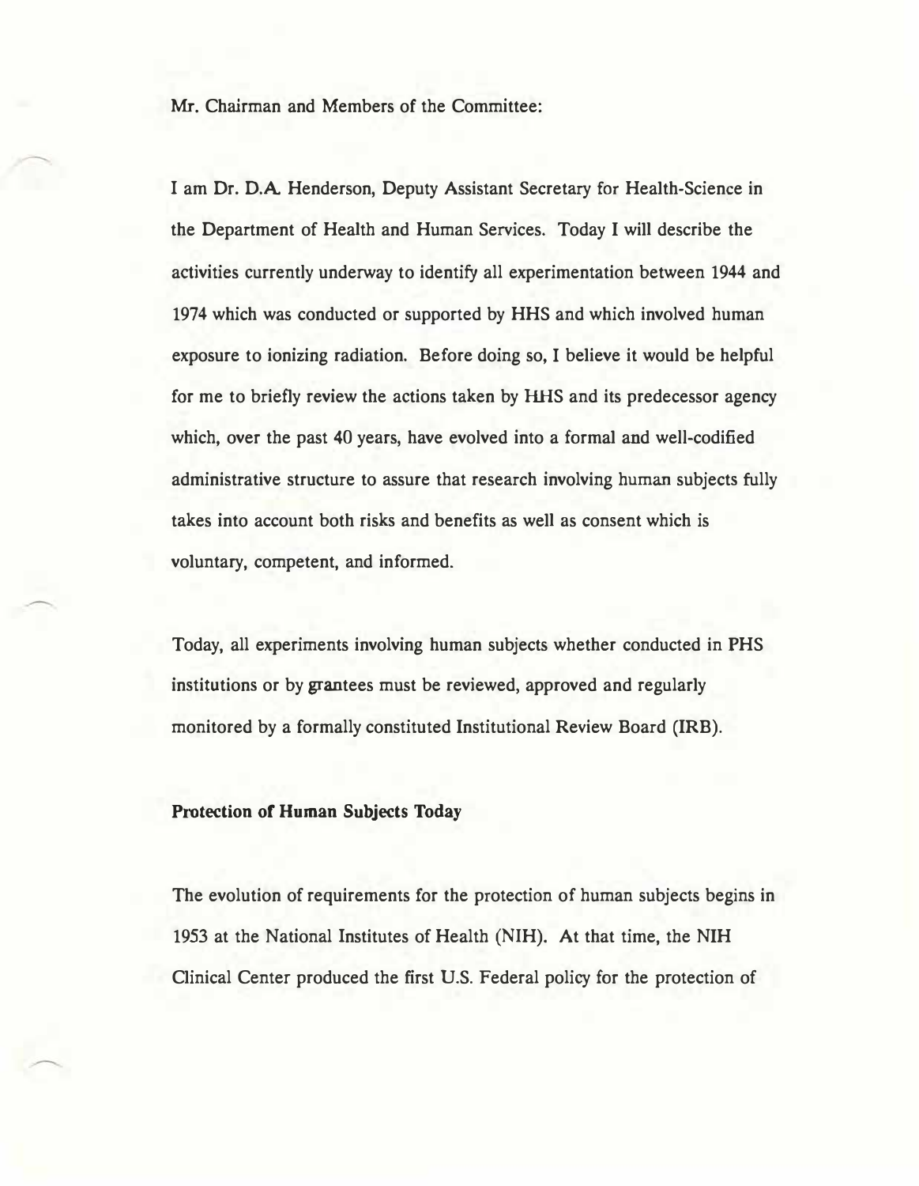Mr. Chairman and Members of the Committee:

I am Dr. D.A. Henderson, Deputy Assistant Secretary for Health-Science in the Department of Health and Human Services. Today I will describe the activities currently underway to identify all experimentation between 1944 and 1974 which was conducted or supported by HHS and which involved human exposure to ionizing radiation. Before doing so, I believe it would be helpful for me to briefly review the actions taken by HHS and its predecessor agency which, over the past 40 years, have evolved into a formal and well-codified administrative structure to assure that research involving human subjects fully takes into account both risks and benefits as well as consent which is voluntary, competent, and informed.

Today, all experiments involving human subjects whether conducted in PHS institutions or by grantees must be reviewed, approved and regularly monitored by a formally constituted Institutional Review Board (IRB).

**Protection of Human Subjects Today**

The evolution of requirements for the protection of human subjects begins in 1953 at the National Institutes of Health (NIH). At that time, the NIH Clinical Center produced the first U.S. Federal policy for the protection of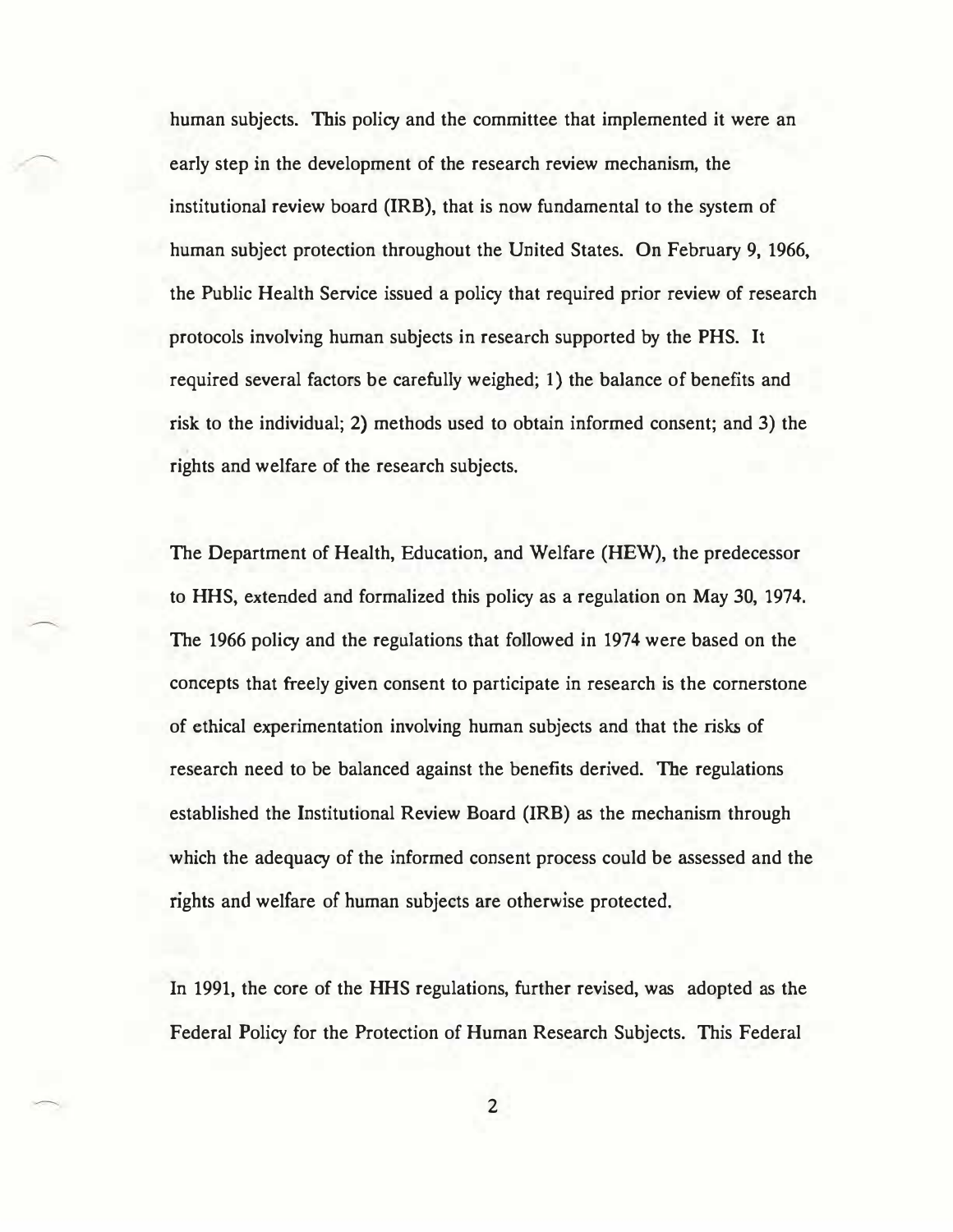human subjects. This policy and the committee that implemented it were an early step in the development of the research review mechanism, the institutional review board (IRB), that is now fundamental to the system of human subject protection throughout the United States. On February 9, 1966, the Public Health Service issued a policy that required prior review of research protocols involving human subjects in research supported by the PHS. It required several factors be carefully weighed; 1) the balance of benefits and risk to the individual; 2) methods used to obtain informed consent; and 3) the rights and welfare of the research subjects.

The Department of Health, Education, and Welfare (HEW), the predecessor to HHS, extended and formalized this policy as a regulation on May 30, 1974. The 1966 policy and the regulations that followed in 1974 were based on the concepts that freely given consent to participate in research is the cornerstone of ethical experimentation involving human subjects and that the risks of research need to be balanced against the benefits derived. The regulations established the Institutional Review Board (IRB) as the mechanism through which the adequacy of the informed consent process could be assessed and the rights and welfare of human subjects are otherwise protected.

In 1991, the core of the HHS regulations, further revised, was adopted as the Federal Policy for the Protection of Human Research Subjects. This Federal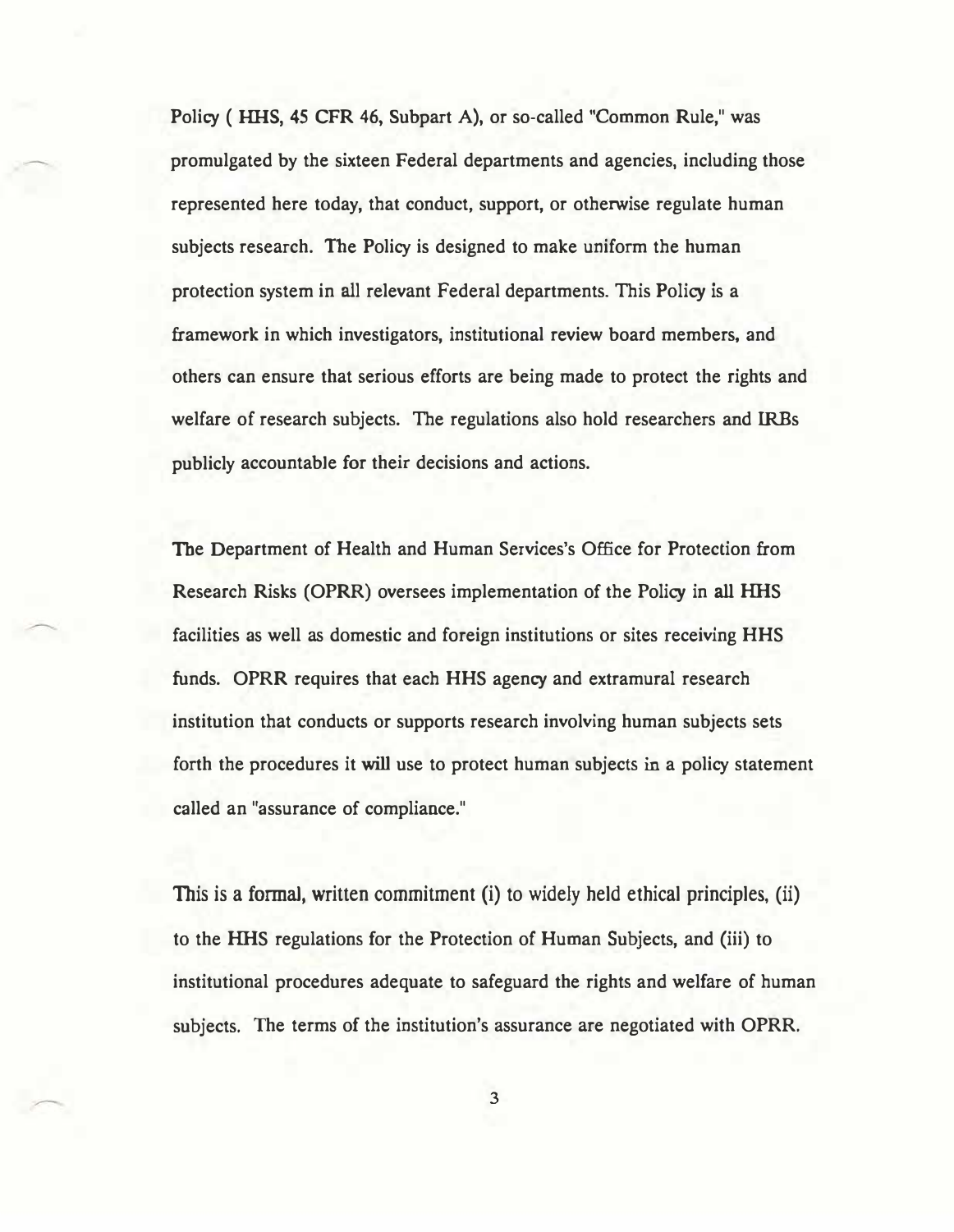Policy ( HHS, 45 CFR 46, Subpart A), or so-called "Common Rule," was promulgated by the sixteen Federal departments and agencies, including those represented here today, that conduct, support, or otherwise regulate human subjects research. The Policy is designed to make uniform the human protection system in all relevant Federal departments. This Policy is a framework in which investigators, institutional review board members, and others can ensure that serious efforts are being made to protect the rights and welfare of research subjects. The regulations also hold researchers and IRBs publicly accountable for their decisions and actions.

The Department of Health and Human Services's Office for Protection from Research Risks (OPRR) oversees implementation of the Policy in all HHS facilities as well as domestic and foreign institutions or sites receiving HHS funds. OPRR requires that each HHS agency and extramural research institution that conducts or supports research involving human subjects sets forth the procedures it will use to protect human subjects in a policy statement called an "assurance of compliance."

This is a formal, written commitment (i) to widely held ethical principles, (ii) to the HHS regulations for the Protection of Human Subjects, and (iii) to institutional procedures adequate to safeguard the rights and welfare of human subjects. The terms of the institution's assurance are negotiated with OPRR.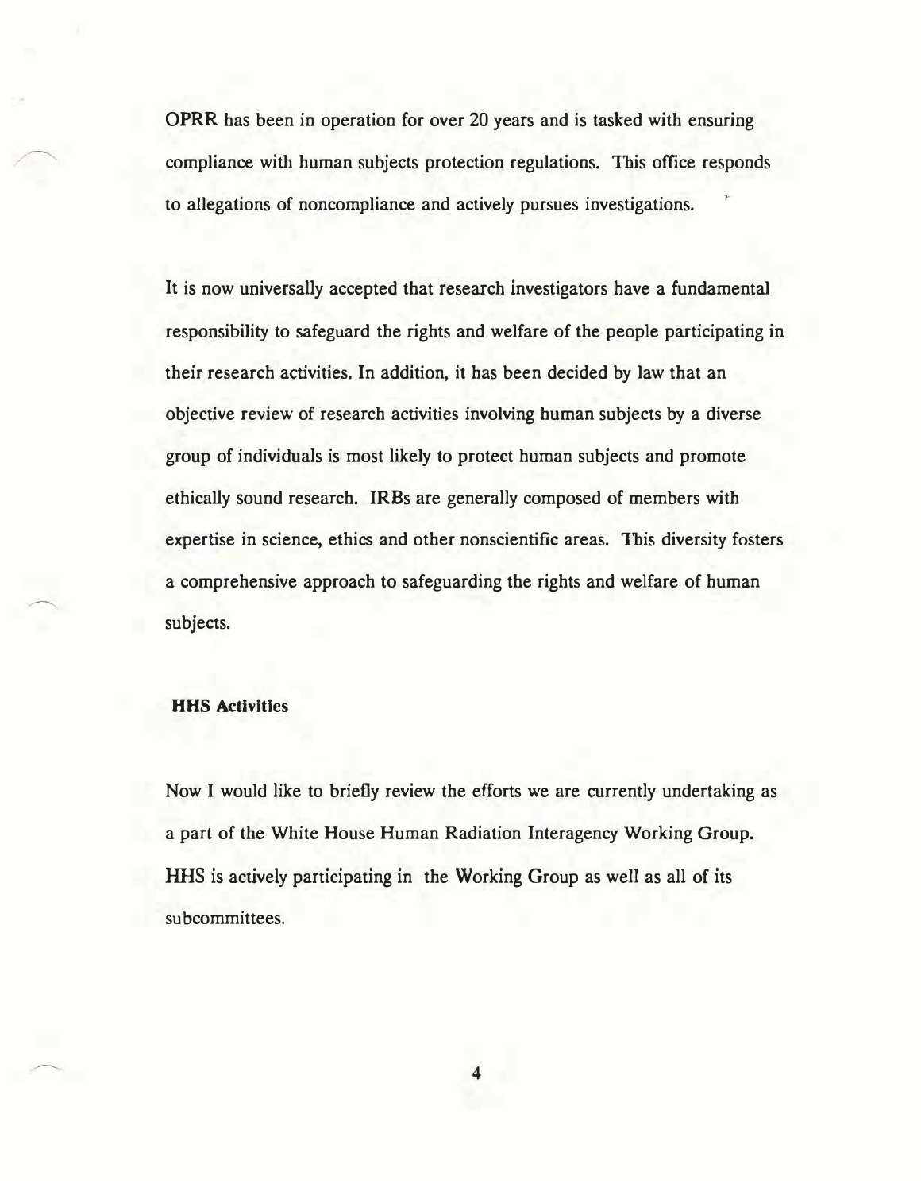OPRR has been in operation for over 20 years and is tasked with ensuring compliance with human subjects protection regulations. This office responds to allegations of noncompliance and actively pursues investigations.

It is now universally accepted that research investigators have a fundamental responsibility to safeguard the rights and welfare of the people participating in their research activities. In addition, it has been decided by law that an objective review of research activities involving human subjects by a diverse group of individuals is most likely to protect human subjects and promote ethically sound research. IRBs are generally composed of members with expertise in science, ethics and other nonscientific areas. This diversity fosters a comprehensive approach to safeguarding the rights and welfare of human subjects.

**HHS Activities**

Now I would like to briefly review the efforts we are currently undertaking as a part of the White House Human Radiation Interagency Working Group. HHS is actively participating in the Working Group as well as all of its subcommittees.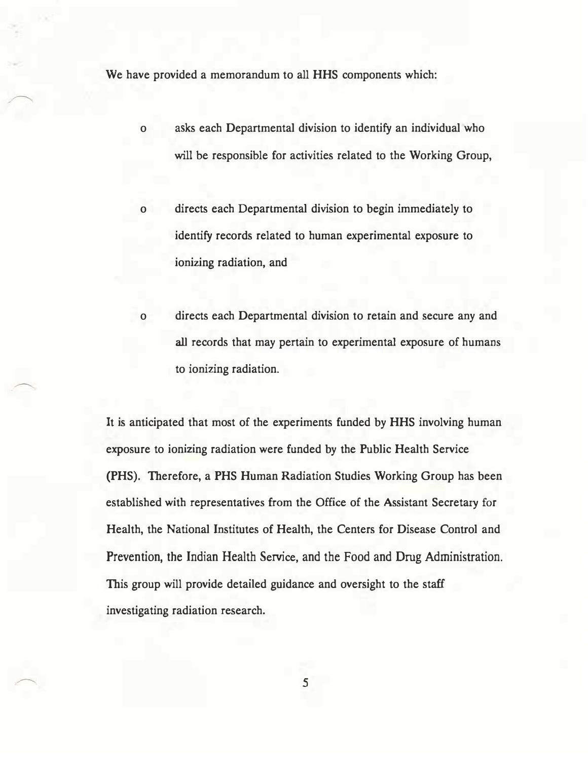We have provided a memorandum to all HHS components which:

- asks each Departmental division to identify an individual who will be responsible for activities related to the Working Group,

- directs each Departmental division to begin immediately to identify records related to human experimental exposure to ionizing radiation, and

- directs each Departmental division to retain and secure any and all records that may pertain to experimental exposure of humans to ionizing radiation.

It is anticipated that most of the experiments funded by HHS involving human exposure to ionizing radiation were funded by the Public Health Service (PHS). Therefore, a PHS Human Radiation Studies Working Group has been established with representatives from the Office of the Assistant Secretary for Health, the National Institutes of Health, the Centers for Disease Control and Prevention, the Indian Health Service, and the Food and Drug Administration. This group will provide detailed guidance and oversight to the staff investigating radiation research.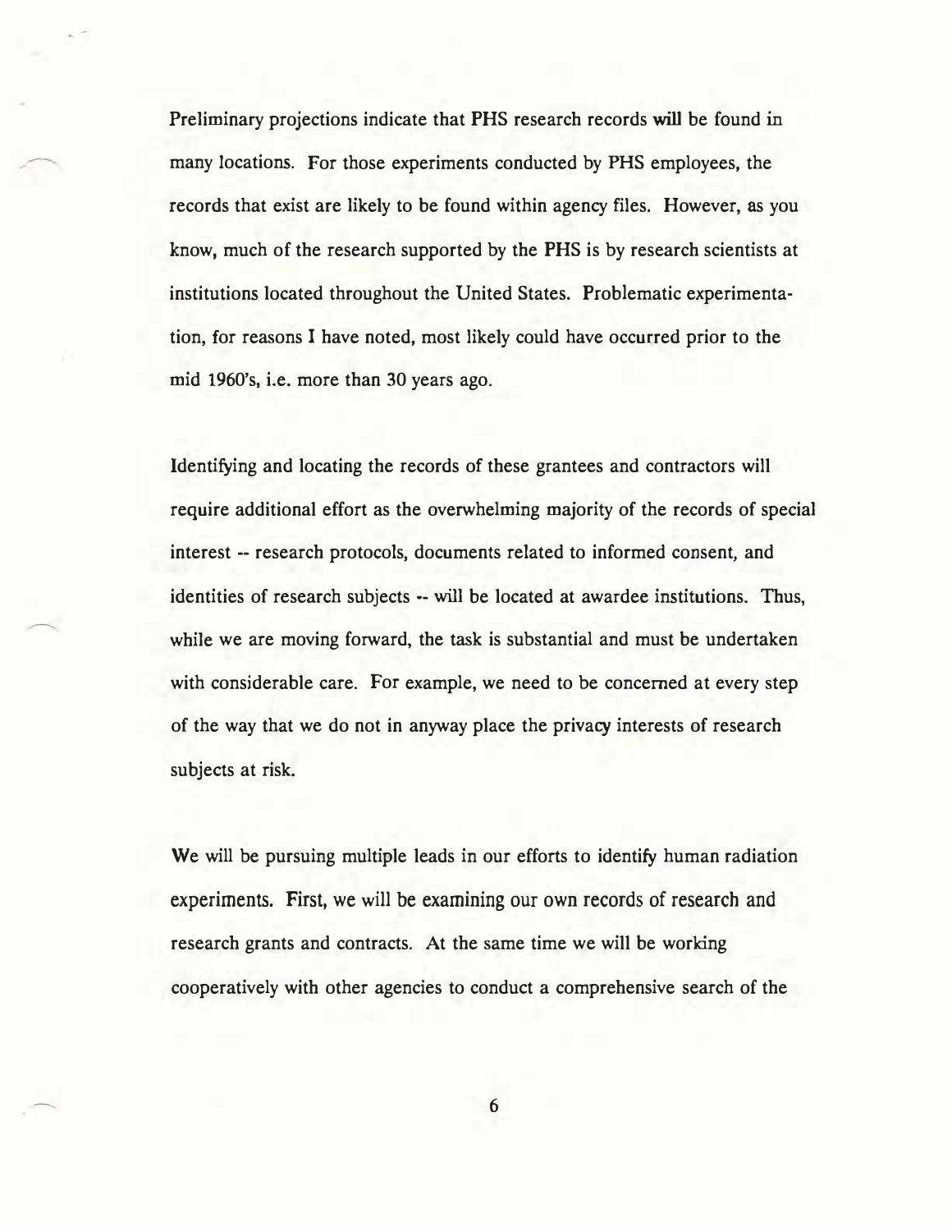Preliminary projections indicate that PHS research records will be found in many locations. For those experiments conducted by PHS employees, the records that exist are likely to be found within agency files. However, as you know, much of the research supported by the PHS is by research scientists at institutions located throughout the United States. Problematic experimentation, for reasons I have noted, most likely could have occurred prior to the mid 1960's, i.e. more than 30 years ago.

Identifying and locating the records of these grantees and contractors will require additional effort as the overwhelming majority of the records of special interest -- research protocols, documents related to informed consent, and identities of research subjects -- will be located at awardee institutions. Thus, while we are moving forward, the task is substantial and must be undertaken with considerable care. For example, we need to be concerned at every step of the way that we do not in anyway place the privacy interests of research subjects at risk.

We will be pursuing multiple leads in our efforts to identify human radiation experiments. First, we will be examining our own records of research and research grants and contracts. At the same time we will be working cooperatively with other agencies to conduct a comprehensive search of the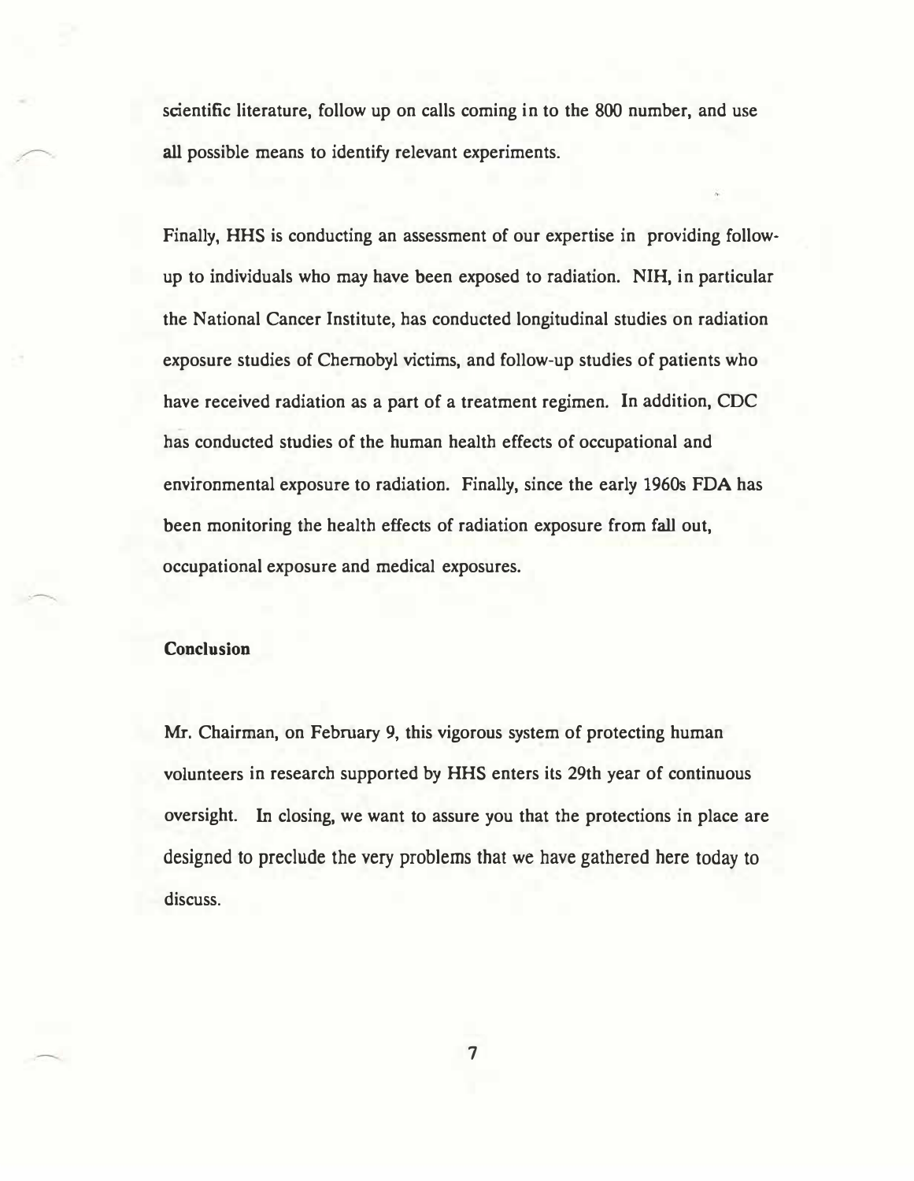scientific literature, follow up on calls coming in to the 800 number, and use all possible means to identify relevant experiments.

Finally, HHS is conducting an assessment of our expertise in providing follow-up to individuals who may have been exposed to radiation. NIH, in particular the National Cancer Institute, has conducted longitudinal studies on radiation exposure studies of Chernobyl victims, and follow-up studies of patients who have received radiation as a part of a treatment regimen. In addition, CDC has conducted studies of the human health effects of occupational and environmental exposure to radiation. Finally, since the early 1960s FDA has been monitoring the health effects of radiation exposure from fall out, occupational exposure and medical exposures.

**Conclusion**

Mr. Chairman, on February 9, this vigorous system of protecting human volunteers in research supported by HHS enters its 29th year of continuous oversight. In closing, we want to assure you that the protections in place are designed to preclude the very problems that we have gathered here today to discuss.